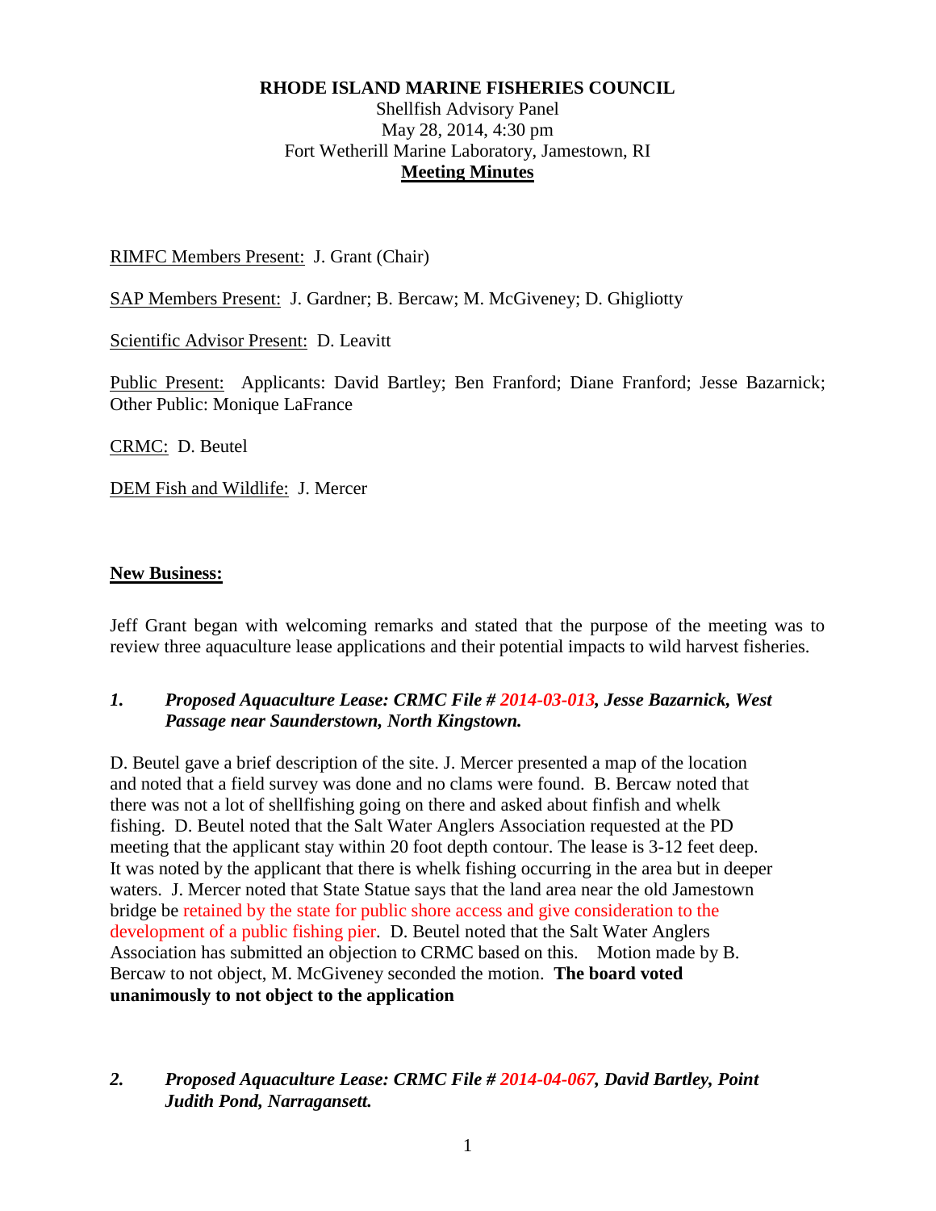**RHODE ISLAND MARINE FISHERIES COUNCIL**

Shellfish Advisory Panel
May 28, 2014, 4:30 pm
Fort Wetherill Marine Laboratory, Jamestown, RI
**Meeting Minutes**

RIMFC Members Present: J. Grant (Chair)

SAP Members Present: J. Gardner; B. Bercaw; M. McGiveney; D. Ghigliotty

Scientific Advisor Present: D. Leavitt

Public Present: Applicants: David Bartley; Ben Franford; Diane Franford; Jesse Bazarnick; Other Public: Monique LaFrance

CRMC: D. Beutel

DEM Fish and Wildlife: J. Mercer

**New Business:**

Jeff Grant began with welcoming remarks and stated that the purpose of the meeting was to review three aquaculture lease applications and their potential impacts to wild harvest fisheries.

***1. Proposed Aquaculture Lease: CRMC File # 2014-03-013, Jesse Bazarnick, West Passage near Saunderstown, North Kingstown.***

D. Beutel gave a brief description of the site. J. Mercer presented a map of the location and noted that a field survey was done and no clams were found. B. Bercaw noted that there was not a lot of shellfishing going on there and asked about finfish and whelk fishing. D. Beutel noted that the Salt Water Anglers Association requested at the PD meeting that the applicant stay within 20 foot depth contour. The lease is 3-12 feet deep. It was noted by the applicant that there is whelk fishing occurring in the area but in deeper waters. J. Mercer noted that State Statue says that the land area near the old Jamestown bridge be retained by the state for public shore access and give consideration to the development of a public fishing pier. D. Beutel noted that the Salt Water Anglers Association has submitted an objection to CRMC based on this. Motion made by B. Bercaw to not object, M. McGiveney seconded the motion. **The board voted unanimously to not object to the application**

***2. Proposed Aquaculture Lease: CRMC File # 2014-04-067, David Bartley, Point Judith Pond, Narragansett.***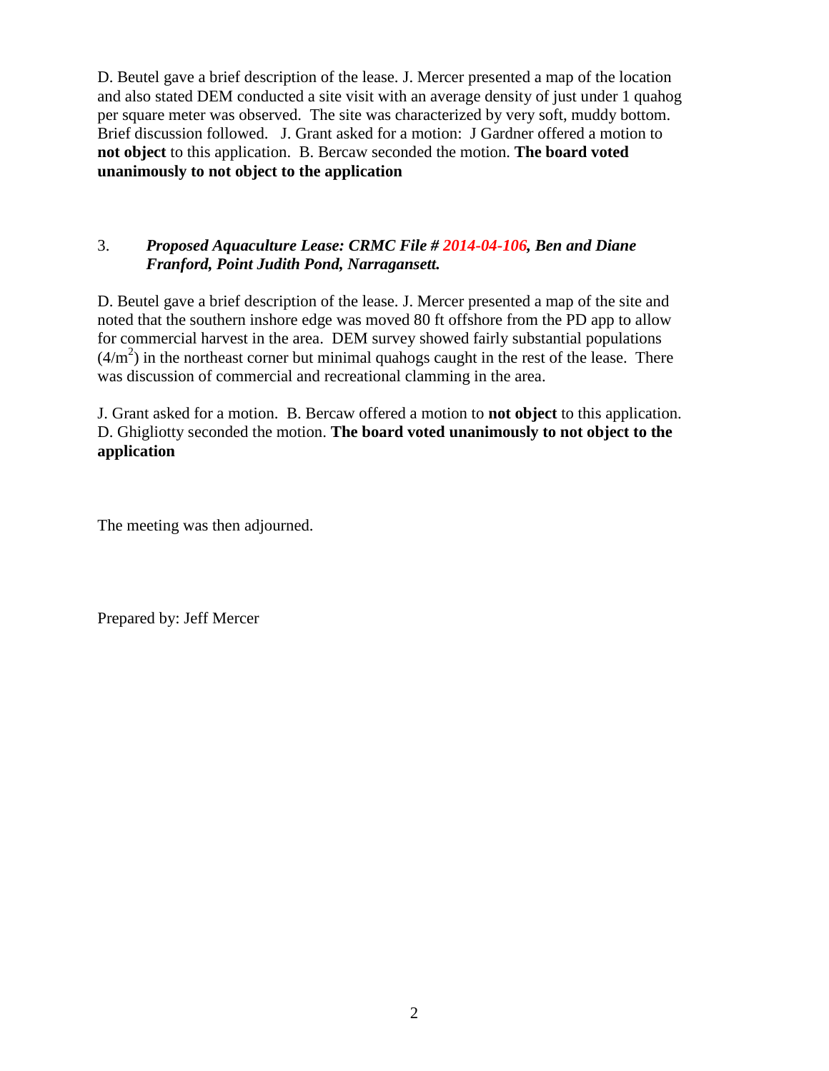D. Beutel gave a brief description of the lease. J. Mercer presented a map of the location and also stated DEM conducted a site visit with an average density of just under 1 quahog per square meter was observed. The site was characterized by very soft, muddy bottom. Brief discussion followed. J. Grant asked for a motion: J Gardner offered a motion to **not object** to this application. B. Bercaw seconded the motion. **The board voted unanimously to not object to the application**

3. ***Proposed Aquaculture Lease: CRMC File # 2014-04-106, Ben and Diane Franford, Point Judith Pond, Narragansett.***

D. Beutel gave a brief description of the lease. J. Mercer presented a map of the site and noted that the southern inshore edge was moved 80 ft offshore from the PD app to allow for commercial harvest in the area. DEM survey showed fairly substantial populations ($4/m^2$) in the northeast corner but minimal quahogs caught in the rest of the lease. There was discussion of commercial and recreational clamming in the area.

J. Grant asked for a motion. B. Bercaw offered a motion to **not object** to this application. D. Ghigliotty seconded the motion. **The board voted unanimously to not object to the application**

The meeting was then adjourned.

Prepared by: Jeff Mercer